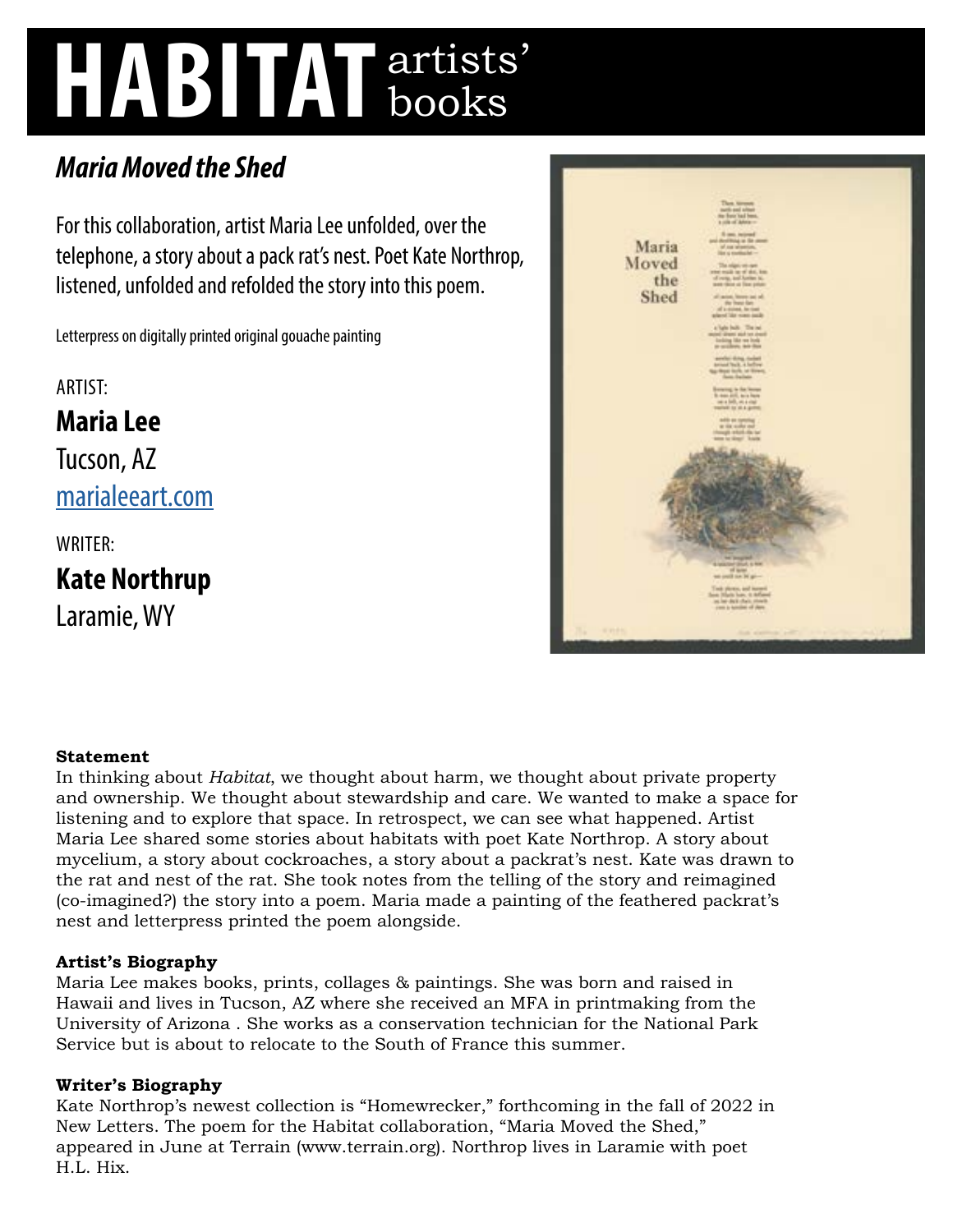# HABITAT artists' books

## *Maria Moved the Shed*

For this collaboration, artist Maria Lee unfolded, over the telephone, a story about a pack rat's nest. Poet Kate Northrop, listened, unfolded and refolded the story into this poem.

Letterpress on digitally printed original gouache painting

ARTIST:

**Maria Lee**

Tucson, AZ

marialeeart.com

WRITER:

**Kate Northrup**

Laramie, WY

**Statement**

In thinking about *Habitat*, we thought about harm, we thought about private property and ownership. We thought about stewardship and care. We wanted to make a space for listening and to explore that space. In retrospect, we can see what happened. Artist Maria Lee shared some stories about habitats with poet Kate Northrop. A story about mycelium, a story about cockroaches, a story about a packrat's nest. Kate was drawn to the rat and nest of the rat. She took notes from the telling of the story and reimagined (co-imagined?) the story into a poem. Maria made a painting of the feathered packrat's nest and letterpress printed the poem alongside.

**Artist's Biography**

Maria Lee makes books, prints, collages & paintings. She was born and raised in Hawaii and lives in Tucson, AZ where she received an MFA in printmaking from the University of Arizona . She works as a conservation technician for the National Park Service but is about to relocate to the South of France this summer.

**Writer's Biography**

Kate Northrop's newest collection is "Homewrecker," forthcoming in the fall of 2022 in New Letters. The poem for the Habitat collaboration, "Maria Moved the Shed," appeared in June at Terrain (www.terrain.org). Northrop lives in Laramie with poet H.L. Hix.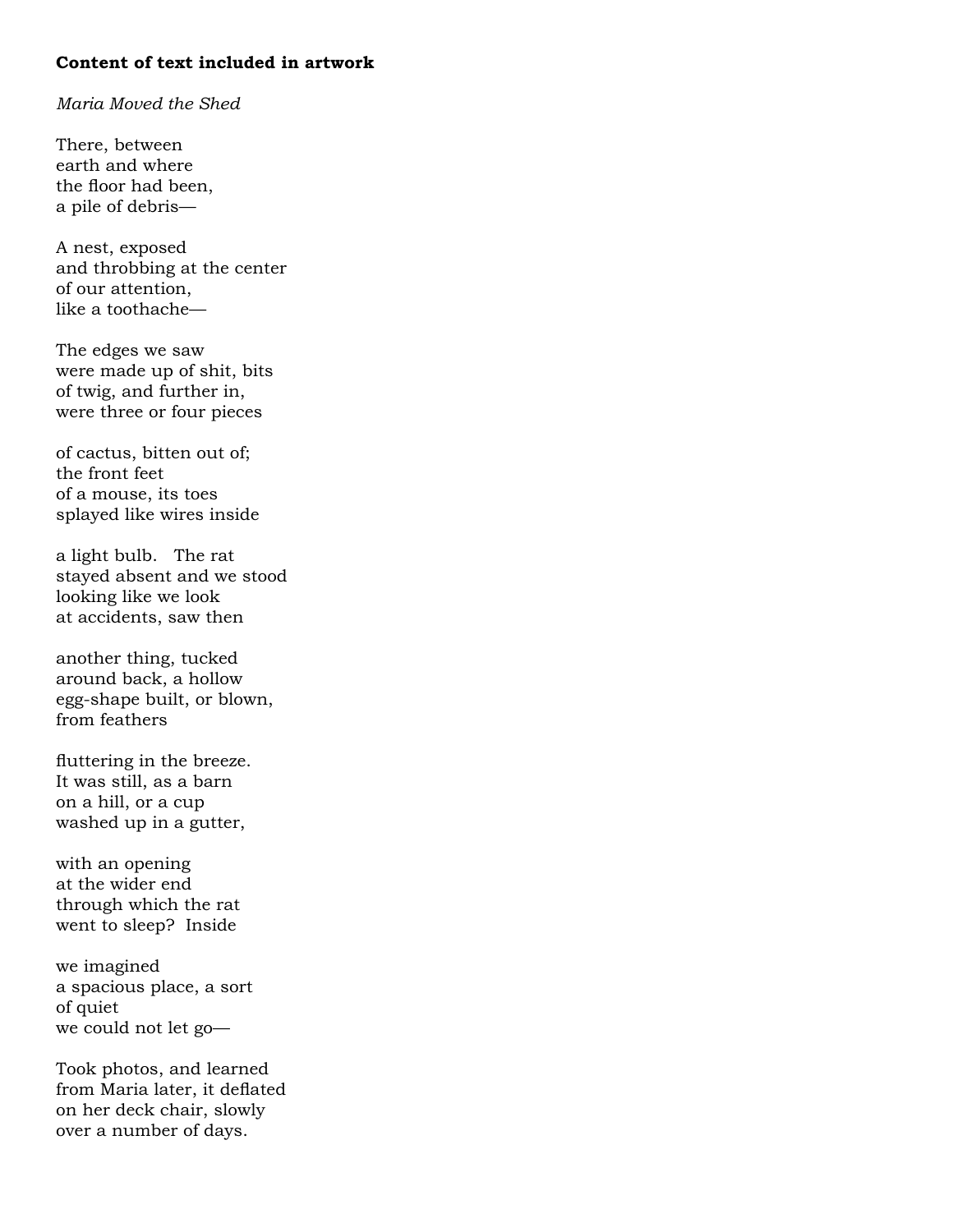**Content of text included in artwork**

*Maria Moved the Shed*

There, between  
earth and where  
the floor had been,  
a pile of debris—

A nest, exposed  
and throbbing at the center  
of our attention,  
like a toothache—

The edges we saw  
were made up of shit, bits  
of twig, and further in,  
were three or four pieces

of cactus, bitten out of;  
the front feet  
of a mouse, its toes  
splayed like wires inside

a light bulb.   The rat  
stayed absent and we stood  
looking like we look  
at accidents, saw then

another thing, tucked  
around back, a hollow  
egg-shape built, or blown,  
from feathers

fluttering in the breeze.  
It was still, as a barn  
on a hill, or a cup  
washed up in a gutter,

with an opening  
at the wider end  
through which the rat  
went to sleep?  Inside

we imagined  
a spacious place, a sort  
of quiet  
we could not let go—

Took photos, and learned  
from Maria later, it deflated  
on her deck chair, slowly  
over a number of days.